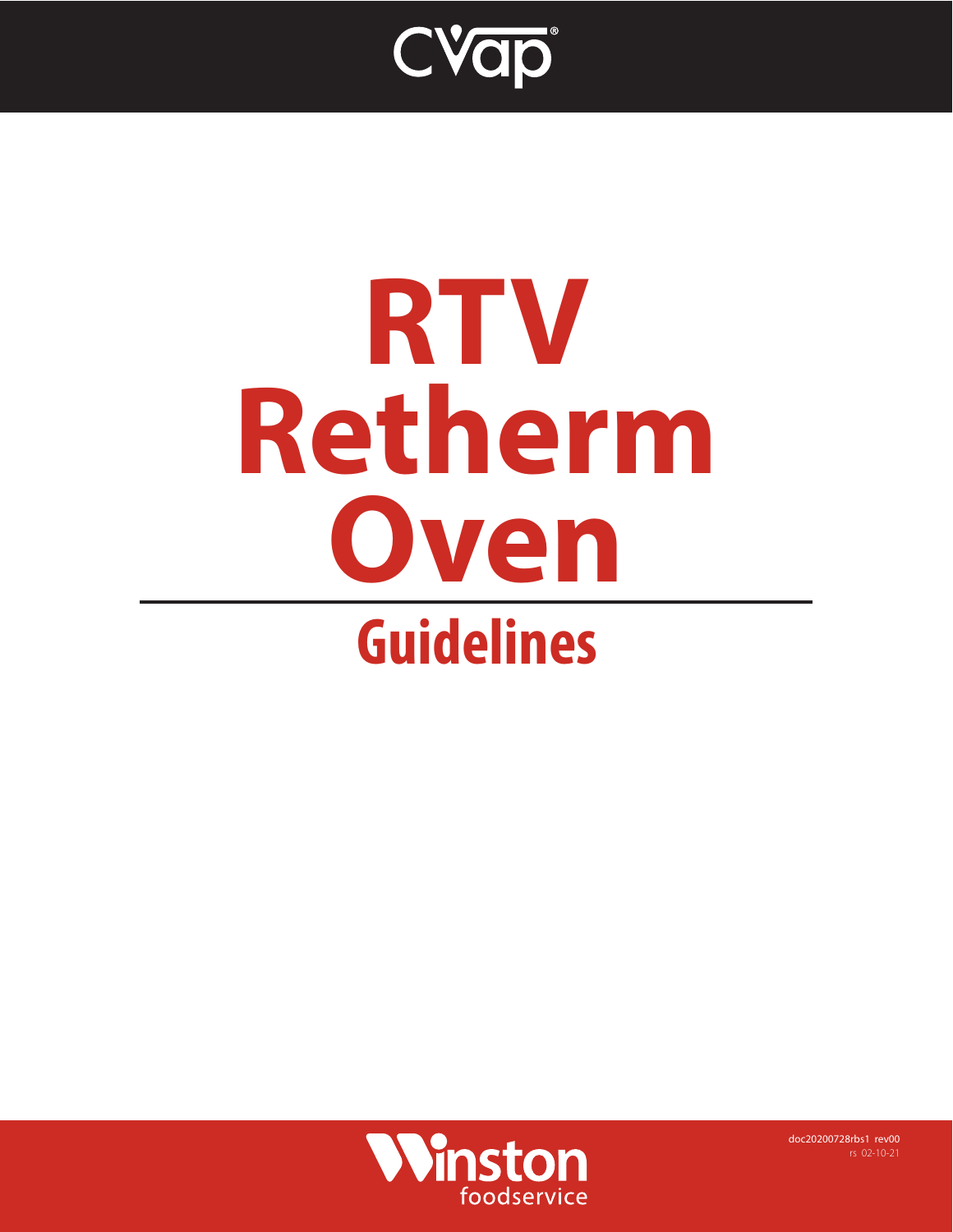CVap®

# RTV Retherm Oven

## Guidelines

Winston foodservice

doc20200728rbs1 rev00
rs 02-10-21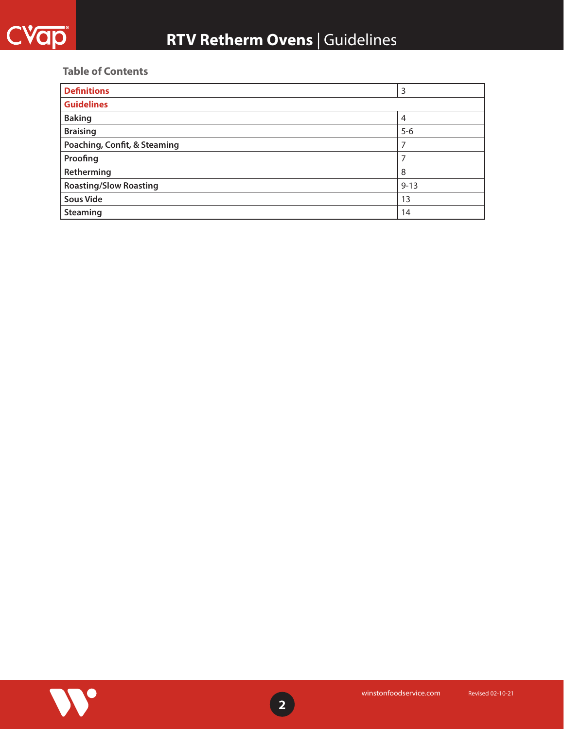## Table of Contents

| **Definitions** | 3 |
|---|---|
| **Guidelines** | |
| **Baking** | 4 |
| **Braising** | 5-6 |
| **Poaching, Confit, & Steaming** | 7 |
| **Proofing** | 7 |
| **Retherming** | 8 |
| **Roasting/Slow Roasting** | 9-13 |
| **Sous Vide** | 13 |
| **Steaming** | 14 |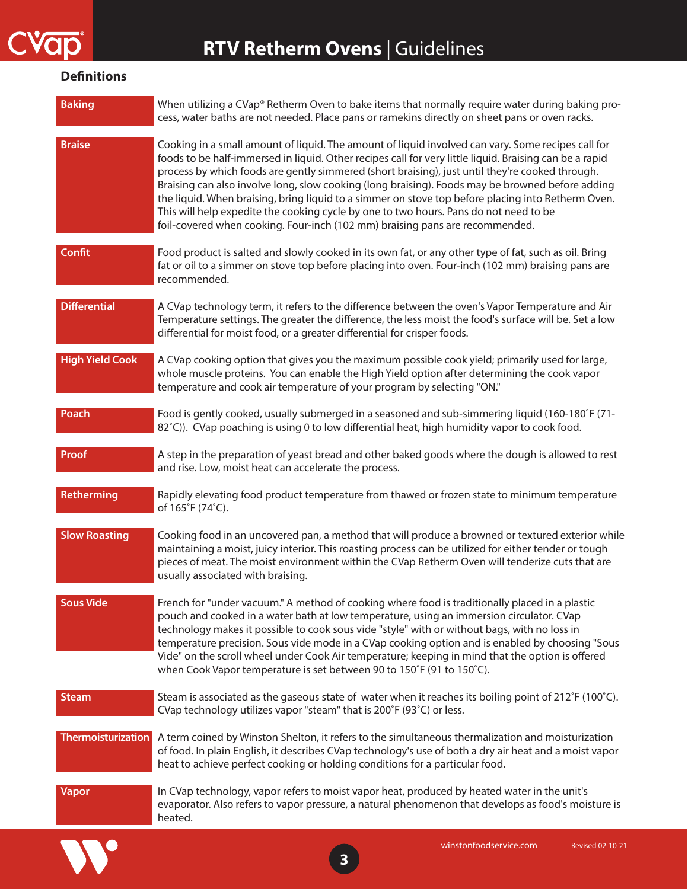## Definitions

| | |
|---|---|
| **Baking** | When utilizing a CVap® Retherm Oven to bake items that normally require water during baking process, water baths are not needed. Place pans or ramekins directly on sheet pans or oven racks. |
| **Braise** | Cooking in a small amount of liquid. The amount of liquid involved can vary. Some recipes call for foods to be half-immersed in liquid. Other recipes call for very little liquid. Braising can be a rapid process by which foods are gently simmered (short braising), just until they're cooked through. Braising can also involve long, slow cooking (long braising). Foods may be browned before adding the liquid. When braising, bring liquid to a simmer on stove top before placing into Retherm Oven. This will help expedite the cooking cycle by one to two hours. Pans do not need to be foil-covered when cooking. Four-inch (102 mm) braising pans are recommended. |
| **Confit** | Food product is salted and slowly cooked in its own fat, or any other type of fat, such as oil. Bring fat or oil to a simmer on stove top before placing into oven. Four-inch (102 mm) braising pans are recommended. |
| **Differential** | A CVap technology term, it refers to the difference between the oven's Vapor Temperature and Air Temperature settings. The greater the difference, the less moist the food's surface will be. Set a low differential for moist food, or a greater differential for crisper foods. |
| **High Yield Cook** | A CVap cooking option that gives you the maximum possible cook yield; primarily used for large, whole muscle proteins. You can enable the High Yield option after determining the cook vapor temperature and cook air temperature of your program by selecting "ON." |
| **Poach** | Food is gently cooked, usually submerged in a seasoned and sub-simmering liquid (160-180˚F (71-82˚C)). CVap poaching is using 0 to low differential heat, high humidity vapor to cook food. |
| **Proof** | A step in the preparation of yeast bread and other baked goods where the dough is allowed to rest and rise. Low, moist heat can accelerate the process. |
| **Retherming** | Rapidly elevating food product temperature from thawed or frozen state to minimum temperature of 165˚F (74˚C). |
| **Slow Roasting** | Cooking food in an uncovered pan, a method that will produce a browned or textured exterior while maintaining a moist, juicy interior. This roasting process can be utilized for either tender or tough pieces of meat. The moist environment within the CVap Retherm Oven will tenderize cuts that are usually associated with braising. |
| **Sous Vide** | French for "under vacuum." A method of cooking where food is traditionally placed in a plastic pouch and cooked in a water bath at low temperature, using an immersion circulator. CVap technology makes it possible to cook sous vide "style" with or without bags, with no loss in temperature precision. Sous vide mode in a CVap cooking option and is enabled by choosing "Sous Vide" on the scroll wheel under Cook Air temperature; keeping in mind that the option is offered when Cook Vapor temperature is set between 90 to 150˚F (91 to 150˚C). |
| **Steam** | Steam is associated as the gaseous state of water when it reaches its boiling point of 212˚F (100˚C). CVap technology utilizes vapor "steam" that is 200˚F (93˚C) or less. |
| **Thermoisturization** | A term coined by Winston Shelton, it refers to the simultaneous thermalization and moisturization of food. In plain English, it describes CVap technology's use of both a dry air heat and a moist vapor heat to achieve perfect cooking or holding conditions for a particular food. |
| **Vapor** | In CVap technology, vapor refers to moist vapor heat, produced by heated water in the unit's evaporator. Also refers to vapor pressure, a natural phenomenon that develops as food's moisture is heated. |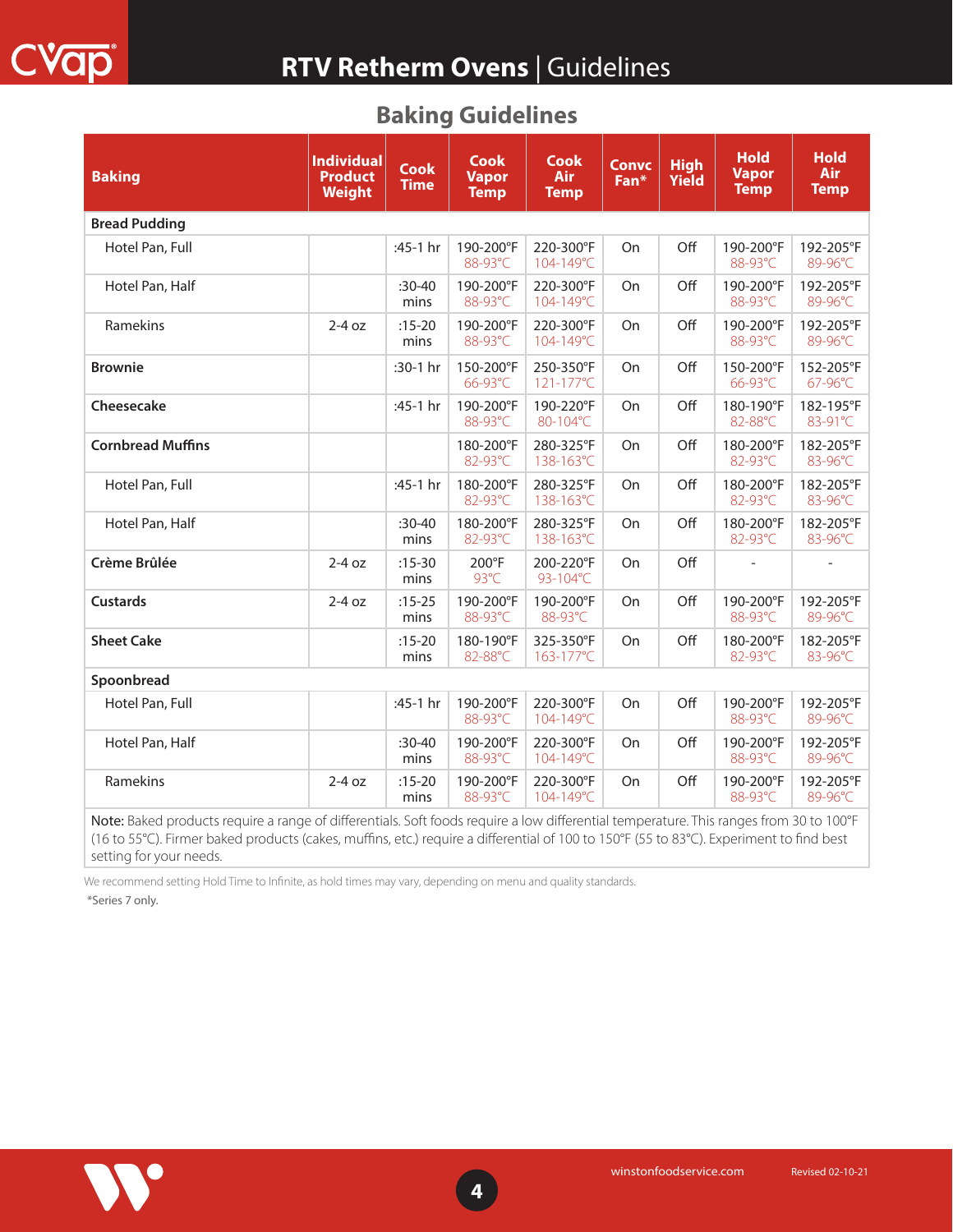# RTV Retherm Ovens | Guidelines

## Baking Guidelines

| Baking | Individual Product Weight | Cook Time | Cook Vapor Temp | Cook Air Temp | Convc Fan* | High Yield | Hold Vapor Temp | Hold Air Temp |
|---|---|---|---|---|---|---|---|---|
| **Bread Pudding** | | | | | | | | |
| Hotel Pan, Full | | :45-1 hr | 190-200°F 88-93°C | 220-300°F 104-149°C | On | Off | 190-200°F 88-93°C | 192-205°F 89-96°C |
| Hotel Pan, Half | | :30-40 mins | 190-200°F 88-93°C | 220-300°F 104-149°C | On | Off | 190-200°F 88-93°C | 192-205°F 89-96°C |
| Ramekins | 2-4 oz | :15-20 mins | 190-200°F 88-93°C | 220-300°F 104-149°C | On | Off | 190-200°F 88-93°C | 192-205°F 89-96°C |
| **Brownie** | | :30-1 hr | 150-200°F 66-93°C | 250-350°F 121-177°C | On | Off | 150-200°F 66-93°C | 152-205°F 67-96°C |
| **Cheesecake** | | :45-1 hr | 190-200°F 88-93°C | 190-220°F 80-104°C | On | Off | 180-190°F 82-88°C | 182-195°F 83-91°C |
| **Cornbread Muffins** | | | 180-200°F 82-93°C | 280-325°F 138-163°C | On | Off | 180-200°F 82-93°C | 182-205°F 83-96°C |
| Hotel Pan, Full | | :45-1 hr | 180-200°F 82-93°C | 280-325°F 138-163°C | On | Off | 180-200°F 82-93°C | 182-205°F 83-96°C |
| Hotel Pan, Half | | :30-40 mins | 180-200°F 82-93°C | 280-325°F 138-163°C | On | Off | 180-200°F 82-93°C | 182-205°F 83-96°C |
| **Crème Brûlée** | 2-4 oz | :15-30 mins | 200°F 93°C | 200-220°F 93-104°C | On | Off | - | - |
| **Custards** | 2-4 oz | :15-25 mins | 190-200°F 88-93°C | 190-200°F 88-93°C | On | Off | 190-200°F 88-93°C | 192-205°F 89-96°C |
| **Sheet Cake** | | :15-20 mins | 180-190°F 82-88°C | 325-350°F 163-177°C | On | Off | 180-200°F 82-93°C | 182-205°F 83-96°C |
| **Spoonbread** | | | | | | | | |
| Hotel Pan, Full | | :45-1 hr | 190-200°F 88-93°C | 220-300°F 104-149°C | On | Off | 190-200°F 88-93°C | 192-205°F 89-96°C |
| Hotel Pan, Half | | :30-40 mins | 190-200°F 88-93°C | 220-300°F 104-149°C | On | Off | 190-200°F 88-93°C | 192-205°F 89-96°C |
| Ramekins | 2-4 oz | :15-20 mins | 190-200°F 88-93°C | 220-300°F 104-149°C | On | Off | 190-200°F 88-93°C | 192-205°F 89-96°C |

**Note:** Baked products require a range of differentials. Soft foods require a low differential temperature. This ranges from 30 to 100°F (16 to 55°C). Firmer baked products (cakes, muffins, etc.) require a differential of 100 to 150°F (55 to 83°C). Experiment to find best setting for your needs.

We recommend setting Hold Time to Infinite, as hold times may vary, depending on menu and quality standards.

*Series 7 only.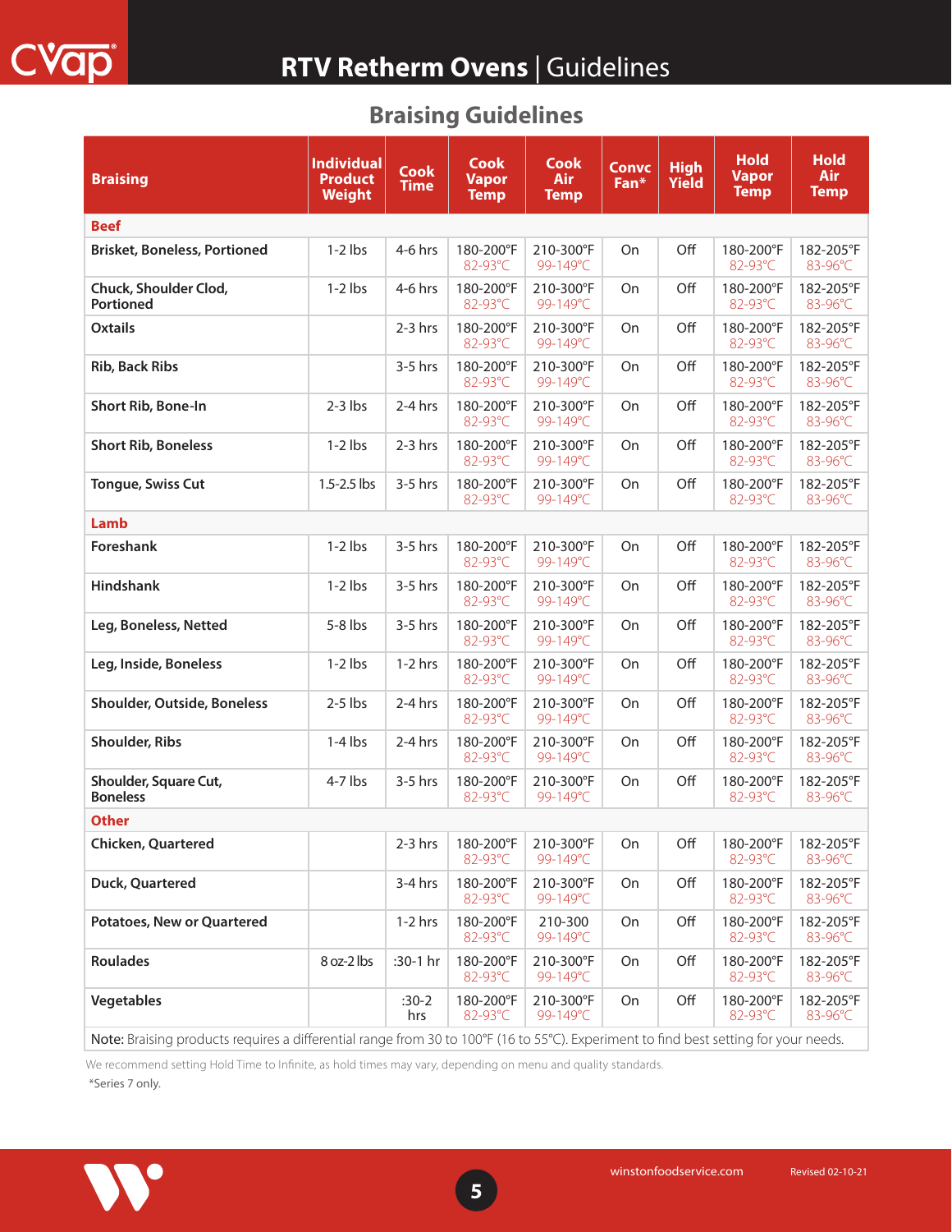# RTV Retherm Ovens | Guidelines

## Braising Guidelines

| Braising | Individual Product Weight | Cook Time | Cook Vapor Temp | Cook Air Temp | Convc Fan* | High Yield | Hold Vapor Temp | Hold Air Temp |
|---|---|---|---|---|---|---|---|---|
| **Beef** | | | | | | | | |
| Brisket, Boneless, Portioned | 1-2 lbs | 4-6 hrs | 180-200°F 82-93°C | 210-300°F 99-149°C | On | Off | 180-200°F 82-93°C | 182-205°F 83-96°C |
| Chuck, Shoulder Clod, Portioned | 1-2 lbs | 4-6 hrs | 180-200°F 82-93°C | 210-300°F 99-149°C | On | Off | 180-200°F 82-93°C | 182-205°F 83-96°C |
| Oxtails | | 2-3 hrs | 180-200°F 82-93°C | 210-300°F 99-149°C | On | Off | 180-200°F 82-93°C | 182-205°F 83-96°C |
| Rib, Back Ribs | | 3-5 hrs | 180-200°F 82-93°C | 210-300°F 99-149°C | On | Off | 180-200°F 82-93°C | 182-205°F 83-96°C |
| Short Rib, Bone-In | 2-3 lbs | 2-4 hrs | 180-200°F 82-93°C | 210-300°F 99-149°C | On | Off | 180-200°F 82-93°C | 182-205°F 83-96°C |
| Short Rib, Boneless | 1-2 lbs | 2-3 hrs | 180-200°F 82-93°C | 210-300°F 99-149°C | On | Off | 180-200°F 82-93°C | 182-205°F 83-96°C |
| Tongue, Swiss Cut | 1.5-2.5 lbs | 3-5 hrs | 180-200°F 82-93°C | 210-300°F 99-149°C | On | Off | 180-200°F 82-93°C | 182-205°F 83-96°C |
| **Lamb** | | | | | | | | |
| Foreshank | 1-2 lbs | 3-5 hrs | 180-200°F 82-93°C | 210-300°F 99-149°C | On | Off | 180-200°F 82-93°C | 182-205°F 83-96°C |
| Hindshank | 1-2 lbs | 3-5 hrs | 180-200°F 82-93°C | 210-300°F 99-149°C | On | Off | 180-200°F 82-93°C | 182-205°F 83-96°C |
| Leg, Boneless, Netted | 5-8 lbs | 3-5 hrs | 180-200°F 82-93°C | 210-300°F 99-149°C | On | Off | 180-200°F 82-93°C | 182-205°F 83-96°C |
| Leg, Inside, Boneless | 1-2 lbs | 1-2 hrs | 180-200°F 82-93°C | 210-300°F 99-149°C | On | Off | 180-200°F 82-93°C | 182-205°F 83-96°C |
| Shoulder, Outside, Boneless | 2-5 lbs | 2-4 hrs | 180-200°F 82-93°C | 210-300°F 99-149°C | On | Off | 180-200°F 82-93°C | 182-205°F 83-96°C |
| Shoulder, Ribs | 1-4 lbs | 2-4 hrs | 180-200°F 82-93°C | 210-300°F 99-149°C | On | Off | 180-200°F 82-93°C | 182-205°F 83-96°C |
| Shoulder, Square Cut, Boneless | 4-7 lbs | 3-5 hrs | 180-200°F 82-93°C | 210-300°F 99-149°C | On | Off | 180-200°F 82-93°C | 182-205°F 83-96°C |
| **Other** | | | | | | | | |
| Chicken, Quartered | | 2-3 hrs | 180-200°F 82-93°C | 210-300°F 99-149°C | On | Off | 180-200°F 82-93°C | 182-205°F 83-96°C |
| Duck, Quartered | | 3-4 hrs | 180-200°F 82-93°C | 210-300°F 99-149°C | On | Off | 180-200°F 82-93°C | 182-205°F 83-96°C |
| Potatoes, New or Quartered | | 1-2 hrs | 180-200°F 82-93°C | 210-300 99-149°C | On | Off | 180-200°F 82-93°C | 182-205°F 83-96°C |
| Roulades | 8 oz-2 lbs | :30-1 hr | 180-200°F 82-93°C | 210-300°F 99-149°C | On | Off | 180-200°F 82-93°C | 182-205°F 83-96°C |
| Vegetables | | :30-2 hrs | 180-200°F 82-93°C | 210-300°F 99-149°C | On | Off | 180-200°F 82-93°C | 182-205°F 83-96°C |

Note: Braising products requires a differential range from 30 to 100°F (16 to 55°C). Experiment to find best setting for your needs.

We recommend setting Hold Time to Infinite, as hold times may vary, depending on menu and quality standards.

*Series 7 only.

winstonfoodservice.com Revised 02-10-21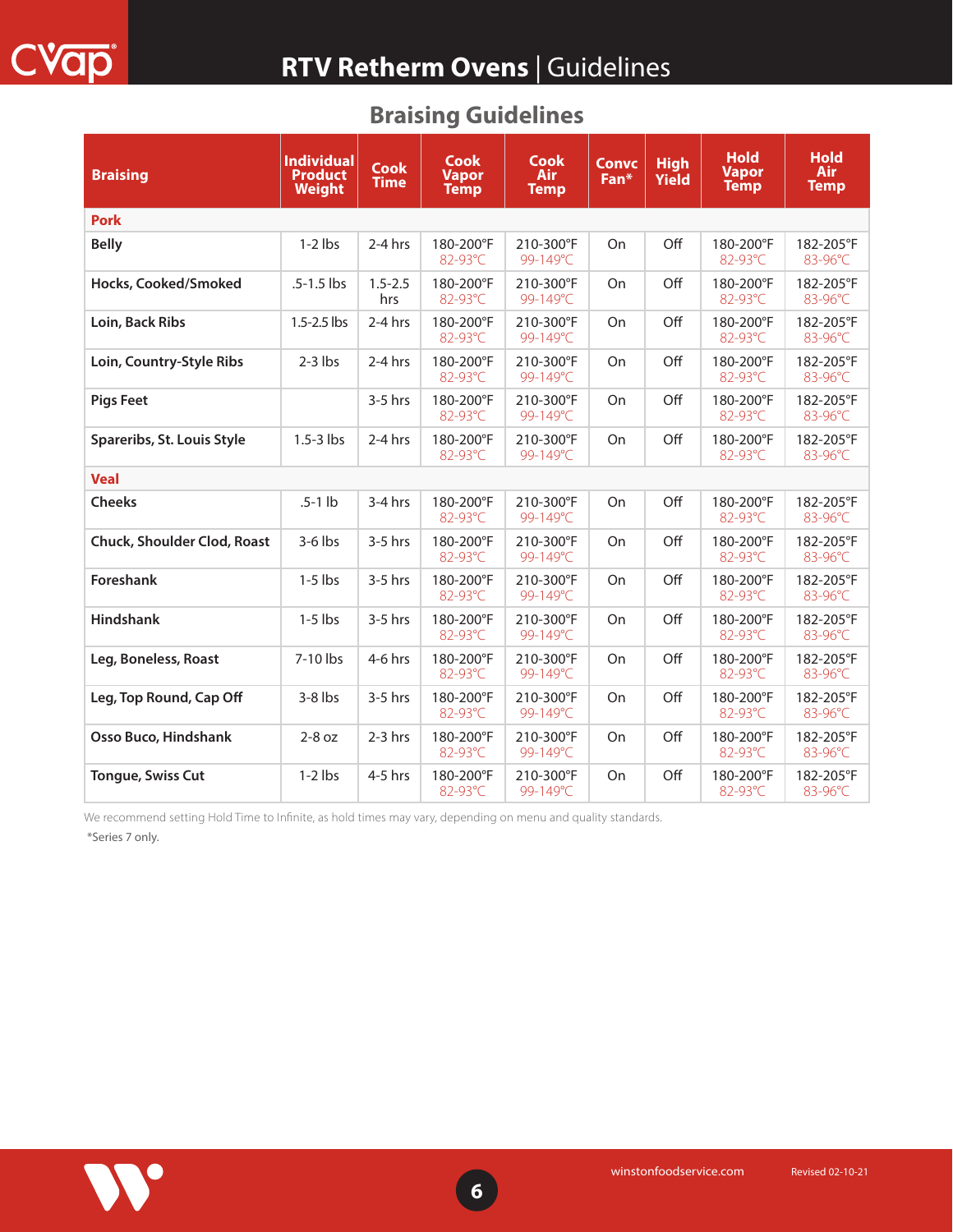## Braising Guidelines

| Braising | Individual Product Weight | Cook Time | Cook Vapor Temp | Cook Air Temp | Convc Fan* | High Yield | Hold Vapor Temp | Hold Air Temp |
|---|---|---|---|---|---|---|---|---|
| **Pork** | | | | | | | | |
| **Belly** | 1-2 lbs | 2-4 hrs | 180-200°F 82-93°C | 210-300°F 99-149°C | On | Off | 180-200°F 82-93°C | 182-205°F 83-96°C |
| **Hocks, Cooked/Smoked** | .5-1.5 lbs | 1.5-2.5 hrs | 180-200°F 82-93°C | 210-300°F 99-149°C | On | Off | 180-200°F 82-93°C | 182-205°F 83-96°C |
| **Loin, Back Ribs** | 1.5-2.5 lbs | 2-4 hrs | 180-200°F 82-93°C | 210-300°F 99-149°C | On | Off | 180-200°F 82-93°C | 182-205°F 83-96°C |
| **Loin, Country-Style Ribs** | 2-3 lbs | 2-4 hrs | 180-200°F 82-93°C | 210-300°F 99-149°C | On | Off | 180-200°F 82-93°C | 182-205°F 83-96°C |
| **Pigs Feet** | | 3-5 hrs | 180-200°F 82-93°C | 210-300°F 99-149°C | On | Off | 180-200°F 82-93°C | 182-205°F 83-96°C |
| **Spareribs, St. Louis Style** | 1.5-3 lbs | 2-4 hrs | 180-200°F 82-93°C | 210-300°F 99-149°C | On | Off | 180-200°F 82-93°C | 182-205°F 83-96°C |
| **Veal** | | | | | | | | |
| **Cheeks** | .5-1 lb | 3-4 hrs | 180-200°F 82-93°C | 210-300°F 99-149°C | On | Off | 180-200°F 82-93°C | 182-205°F 83-96°C |
| **Chuck, Shoulder Clod, Roast** | 3-6 lbs | 3-5 hrs | 180-200°F 82-93°C | 210-300°F 99-149°C | On | Off | 180-200°F 82-93°C | 182-205°F 83-96°C |
| **Foreshank** | 1-5 lbs | 3-5 hrs | 180-200°F 82-93°C | 210-300°F 99-149°C | On | Off | 180-200°F 82-93°C | 182-205°F 83-96°C |
| **Hindshank** | 1-5 lbs | 3-5 hrs | 180-200°F 82-93°C | 210-300°F 99-149°C | On | Off | 180-200°F 82-93°C | 182-205°F 83-96°C |
| **Leg, Boneless, Roast** | 7-10 lbs | 4-6 hrs | 180-200°F 82-93°C | 210-300°F 99-149°C | On | Off | 180-200°F 82-93°C | 182-205°F 83-96°C |
| **Leg, Top Round, Cap Off** | 3-8 lbs | 3-5 hrs | 180-200°F 82-93°C | 210-300°F 99-149°C | On | Off | 180-200°F 82-93°C | 182-205°F 83-96°C |
| **Osso Buco, Hindshank** | 2-8 oz | 2-3 hrs | 180-200°F 82-93°C | 210-300°F 99-149°C | On | Off | 180-200°F 82-93°C | 182-205°F 83-96°C |
| **Tongue, Swiss Cut** | 1-2 lbs | 4-5 hrs | 180-200°F 82-93°C | 210-300°F 99-149°C | On | Off | 180-200°F 82-93°C | 182-205°F 83-96°C |

We recommend setting Hold Time to Infinite, as hold times may vary, depending on menu and quality standards.

*Series 7 only.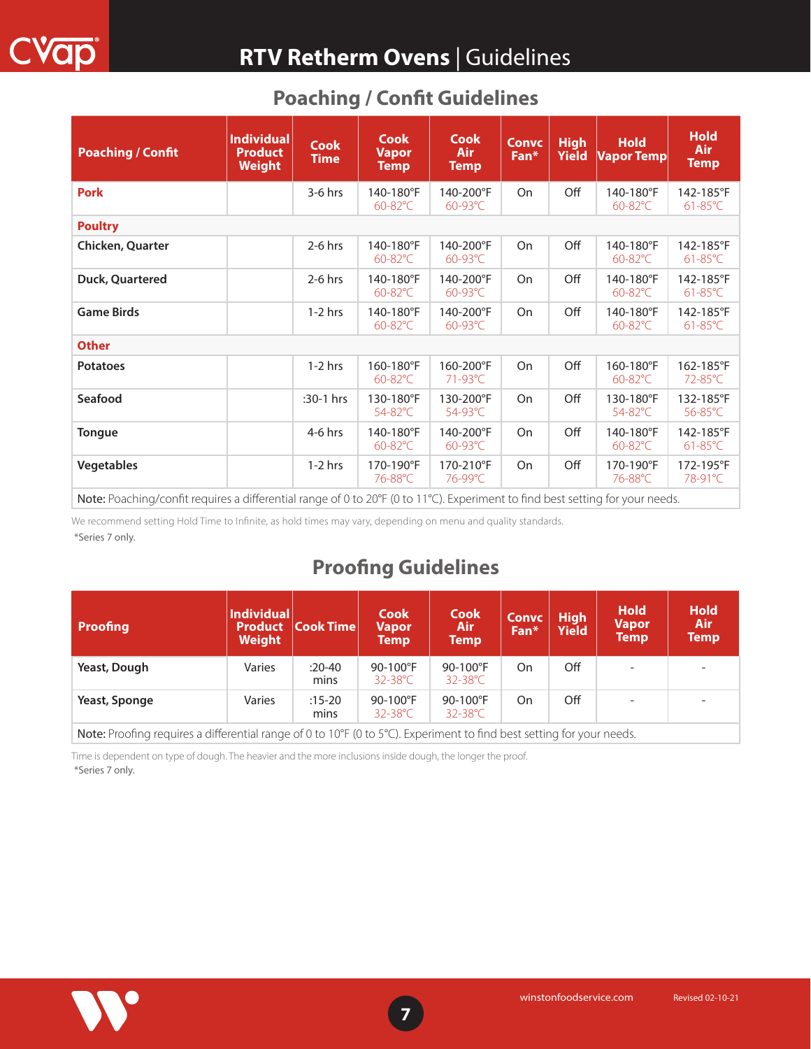# RTV Retherm Ovens | Guidelines

## Poaching / Confit Guidelines

| Poaching / Confit | Individual Product Weight | Cook Time | Cook Vapor Temp | Cook Air Temp | Convc Fan* | High Yield | Hold Vapor Temp | Hold Air Temp |
|---|---|---|---|---|---|---|---|---|
| **Pork** | | 3-6 hrs | 140-180°F 60-82°C | 140-200°F 60-93°C | On | Off | 140-180°F 60-82°C | 142-185°F 61-85°C |
| **Poultry** | | | | | | | | |
| **Chicken, Quarter** | | 2-6 hrs | 140-180°F 60-82°C | 140-200°F 60-93°C | On | Off | 140-180°F 60-82°C | 142-185°F 61-85°C |
| **Duck, Quartered** | | 2-6 hrs | 140-180°F 60-82°C | 140-200°F 60-93°C | On | Off | 140-180°F 60-82°C | 142-185°F 61-85°C |
| **Game Birds** | | 1-2 hrs | 140-180°F 60-82°C | 140-200°F 60-93°C | On | Off | 140-180°F 60-82°C | 142-185°F 61-85°C |
| **Other** | | | | | | | | |
| **Potatoes** | | 1-2 hrs | 160-180°F 60-82°C | 160-200°F 71-93°C | On | Off | 160-180°F 60-82°C | 162-185°F 72-85°C |
| **Seafood** | | :30-1 hrs | 130-180°F 54-82°C | 130-200°F 54-93°C | On | Off | 130-180°F 54-82°C | 132-185°F 56-85°C |
| **Tongue** | | 4-6 hrs | 140-180°F 60-82°C | 140-200°F 60-93°C | On | Off | 140-180°F 60-82°C | 142-185°F 61-85°C |
| **Vegetables** | | 1-2 hrs | 170-190°F 76-88°C | 170-210°F 76-99°C | On | Off | 170-190°F 76-88°C | 172-195°F 78-91°C |

**Note:** Poaching/confit requires a differential range of 0 to 20°F (0 to 11°C). Experiment to find best setting for your needs.

We recommend setting Hold Time to Infinite, as hold times may vary, depending on menu and quality standards.

*Series 7 only.

## Proofing Guidelines

| Proofing | Individual Product Weight | Cook Time | Cook Vapor Temp | Cook Air Temp | Convc Fan* | High Yield | Hold Vapor Temp | Hold Air Temp |
|---|---|---|---|---|---|---|---|---|
| **Yeast, Dough** | Varies | :20-40 mins | 90-100°F 32-38°C | 90-100°F 32-38°C | On | Off | - | - |
| **Yeast, Sponge** | Varies | :15-20 mins | 90-100°F 32-38°C | 90-100°F 32-38°C | On | Off | - | - |

**Note:** Proofing requires a differential range of 0 to 10°F (0 to 5°C). Experiment to find best setting for your needs.

Time is dependent on type of dough. The heavier and the more inclusions inside dough, the longer the proof.

*Series 7 only.

winstonfoodservice.com Revised 02-10-21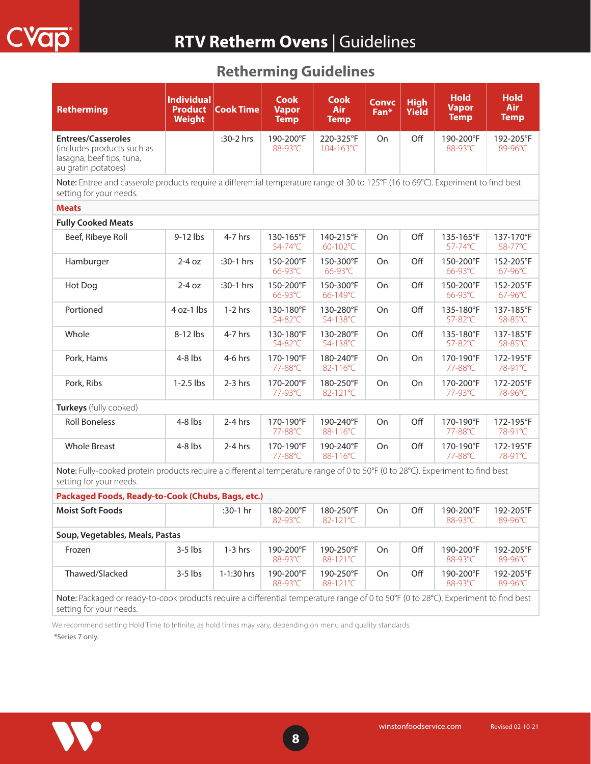## RTV Retherm Ovens | Guidelines

### Retherming Guidelines

| Retherming | Individual Product Weight | Cook Time | Cook Vapor Temp | Cook Air Temp | Convc Fan* | High Yield | Hold Vapor Temp | Hold Air Temp |
|---|---|---|---|---|---|---|---|---|
| **Entrees/Casseroles** (includes products such as lasagna, beef tips, tuna, au gratin potatoes) | | :30-2 hrs | 190-200°F 88-93°C | 220-325°F 104-163°C | On | Off | 190-200°F 88-93°C | 192-205°F 89-96°C |
| **Note:** Entree and casserole products require a differential temperature range of 30 to 125°F (16 to 69°C). Experiment to find best setting for your needs. | | | | | | | | |
| **Meats** | | | | | | | | |
| **Fully Cooked Meats** | | | | | | | | |
| Beef, Ribeye Roll | 9-12 lbs | 4-7 hrs | 130-165°F 54-74°C | 140-215°F 60-102°C | On | Off | 135-165°F 57-74°C | 137-170°F 58-77°C |
| Hamburger | 2-4 oz | :30-1 hrs | 150-200°F 66-93°C | 150-300°F 66-93°C | On | Off | 150-200°F 66-93°C | 152-205°F 67-96°C |
| Hot Dog | 2-4 oz | :30-1 hrs | 150-200°F 66-93°C | 150-300°F 66-149°C | On | Off | 150-200°F 66-93°C | 152-205°F 67-96°C |
| Portioned | 4 oz-1 lbs | 1-2 hrs | 130-180°F 54-82°C | 130-280°F 54-138°C | On | Off | 135-180°F 57-82°C | 137-185°F 58-85°C |
| Whole | 8-12 lbs | 4-7 hrs | 130-180°F 54-82°C | 130-280°F 54-138°C | On | Off | 135-180°F 57-82°C | 137-185°F 58-85°C |
| Pork, Hams | 4-8 lbs | 4-6 hrs | 170-190°F 77-88°C | 180-240°F 82-116°C | On | On | 170-190°F 77-88°C | 172-195°F 78-91°C |
| Pork, Ribs | 1-2.5 lbs | 2-3 hrs | 170-200°F 77-93°C | 180-250°F 82-121°C | On | On | 170-200°F 77-93°C | 172-205°F 78-96°C |
| **Turkeys** (fully cooked) | | | | | | | | |
| Roll Boneless | 4-8 lbs | 2-4 hrs | 170-190°F 77-88°C | 190-240°F 88-116°C | On | Off | 170-190°F 77-88°C | 172-195°F 78-91°C |
| Whole Breast | 4-8 lbs | 2-4 hrs | 170-190°F 77-88°C | 190-240°F 88-116°C | On | Off | 170-190°F 77-88°C | 172-195°F 78-91°C |
| **Note:** Fully-cooked protein products require a differential temperature range of 0 to 50°F (0 to 28°C). Experiment to find best setting for your needs. | | | | | | | | |
| **Packaged Foods, Ready-to-Cook (Chubs, Bags, etc.)** | | | | | | | | |
| **Moist Soft Foods** | | :30-1 hr | 180-200°F 82-93°C | 180-250°F 82-121°C | On | Off | 190-200°F 88-93°C | 192-205°F 89-96°C |
| **Soup, Vegetables, Meals, Pastas** | | | | | | | | |
| Frozen | 3-5 lbs | 1-3 hrs | 190-200°F 88-93°C | 190-250°F 88-121°C | On | Off | 190-200°F 88-93°C | 192-205°F 89-96°C |
| Thawed/Slacked | 3-5 lbs | 1-1:30 hrs | 190-200°F 88-93°C | 190-250°F 88-121°C | On | Off | 190-200°F 88-93°C | 192-205°F 89-96°C |
| **Note:** Packaged or ready-to-cook products require a differential temperature range of 0 to 50°F (0 to 28°C). Experiment to find best setting for your needs. | | | | | | | | |

We recommend setting Hold Time to Infinite, as hold times may vary, depending on menu and quality standards.

*Series 7 only.

winstonfoodservice.com Revised 02-10-21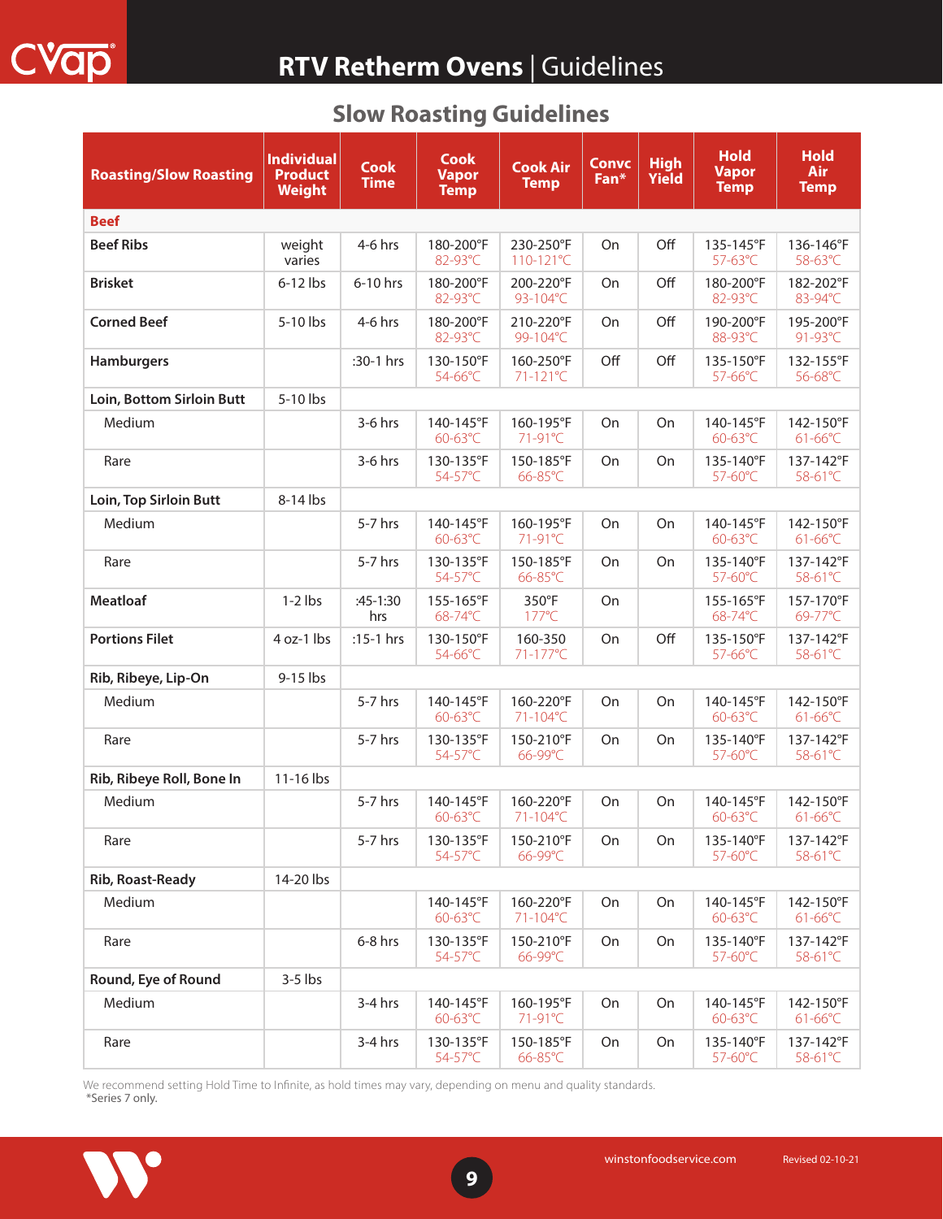# RTV Retherm Ovens | Guidelines

## Slow Roasting Guidelines

| Roasting/Slow Roasting | Individual Product Weight | Cook Time | Cook Vapor Temp | Cook Air Temp | Convc Fan* | High Yield | Hold Vapor Temp | Hold Air Temp |
|---|---|---|---|---|---|---|---|---|
| **Beef** | | | | | | | | |
| **Beef Ribs** | weight varies | 4-6 hrs | 180-200°F 82-93°C | 230-250°F 110-121°C | On | Off | 135-145°F 57-63°C | 136-146°F 58-63°C |
| **Brisket** | 6-12 lbs | 6-10 hrs | 180-200°F 82-93°C | 200-220°F 93-104°C | On | Off | 180-200°F 82-93°C | 182-202°F 83-94°C |
| **Corned Beef** | 5-10 lbs | 4-6 hrs | 180-200°F 82-93°C | 210-220°F 99-104°C | On | Off | 190-200°F 88-93°C | 195-200°F 91-93°C |
| **Hamburgers** | | :30-1 hrs | 130-150°F 54-66°C | 160-250°F 71-121°C | Off | Off | 135-150°F 57-66°C | 132-155°F 56-68°C |
| **Loin, Bottom Sirloin Butt** | 5-10 lbs | | | | | | | |
| Medium | | 3-6 hrs | 140-145°F 60-63°C | 160-195°F 71-91°C | On | On | 140-145°F 60-63°C | 142-150°F 61-66°C |
| Rare | | 3-6 hrs | 130-135°F 54-57°C | 150-185°F 66-85°C | On | On | 135-140°F 57-60°C | 137-142°F 58-61°C |
| **Loin, Top Sirloin Butt** | 8-14 lbs | | | | | | | |
| Medium | | 5-7 hrs | 140-145°F 60-63°C | 160-195°F 71-91°C | On | On | 140-145°F 60-63°C | 142-150°F 61-66°C |
| Rare | | 5-7 hrs | 130-135°F 54-57°C | 150-185°F 66-85°C | On | On | 135-140°F 57-60°C | 137-142°F 58-61°C |
| **Meatloaf** | 1-2 lbs | :45-1:30 hrs | 155-165°F 68-74°C | 350°F 177°C | On | | 155-165°F 68-74°C | 157-170°F 69-77°C |
| **Portions Filet** | 4 oz-1 lbs | :15-1 hrs | 130-150°F 54-66°C | 160-350 71-177°C | On | Off | 135-150°F 57-66°C | 137-142°F 58-61°C |
| **Rib, Ribeye, Lip-On** | 9-15 lbs | | | | | | | |
| Medium | | 5-7 hrs | 140-145°F 60-63°C | 160-220°F 71-104°C | On | On | 140-145°F 60-63°C | 142-150°F 61-66°C |
| Rare | | 5-7 hrs | 130-135°F 54-57°C | 150-210°F 66-99°C | On | On | 135-140°F 57-60°C | 137-142°F 58-61°C |
| **Rib, Ribeye Roll, Bone In** | 11-16 lbs | | | | | | | |
| Medium | | 5-7 hrs | 140-145°F 60-63°C | 160-220°F 71-104°C | On | On | 140-145°F 60-63°C | 142-150°F 61-66°C |
| Rare | | 5-7 hrs | 130-135°F 54-57°C | 150-210°F 66-99°C | On | On | 135-140°F 57-60°C | 137-142°F 58-61°C |
| **Rib, Roast-Ready** | 14-20 lbs | | | | | | | |
| Medium | | | 140-145°F 60-63°C | 160-220°F 71-104°C | On | On | 140-145°F 60-63°C | 142-150°F 61-66°C |
| Rare | | 6-8 hrs | 130-135°F 54-57°C | 150-210°F 66-99°C | On | On | 135-140°F 57-60°C | 137-142°F 58-61°C |
| **Round, Eye of Round** | 3-5 lbs | | | | | | | |
| Medium | | 3-4 hrs | 140-145°F 60-63°C | 160-195°F 71-91°C | On | On | 140-145°F 60-63°C | 142-150°F 61-66°C |
| Rare | | 3-4 hrs | 130-135°F 54-57°C | 150-185°F 66-85°C | On | On | 135-140°F 57-60°C | 137-142°F 58-61°C |

We recommend setting Hold Time to Infinite, as hold times may vary, depending on menu and quality standards.
*Series 7 only.

winstonfoodservice.com    Revised 02-10-21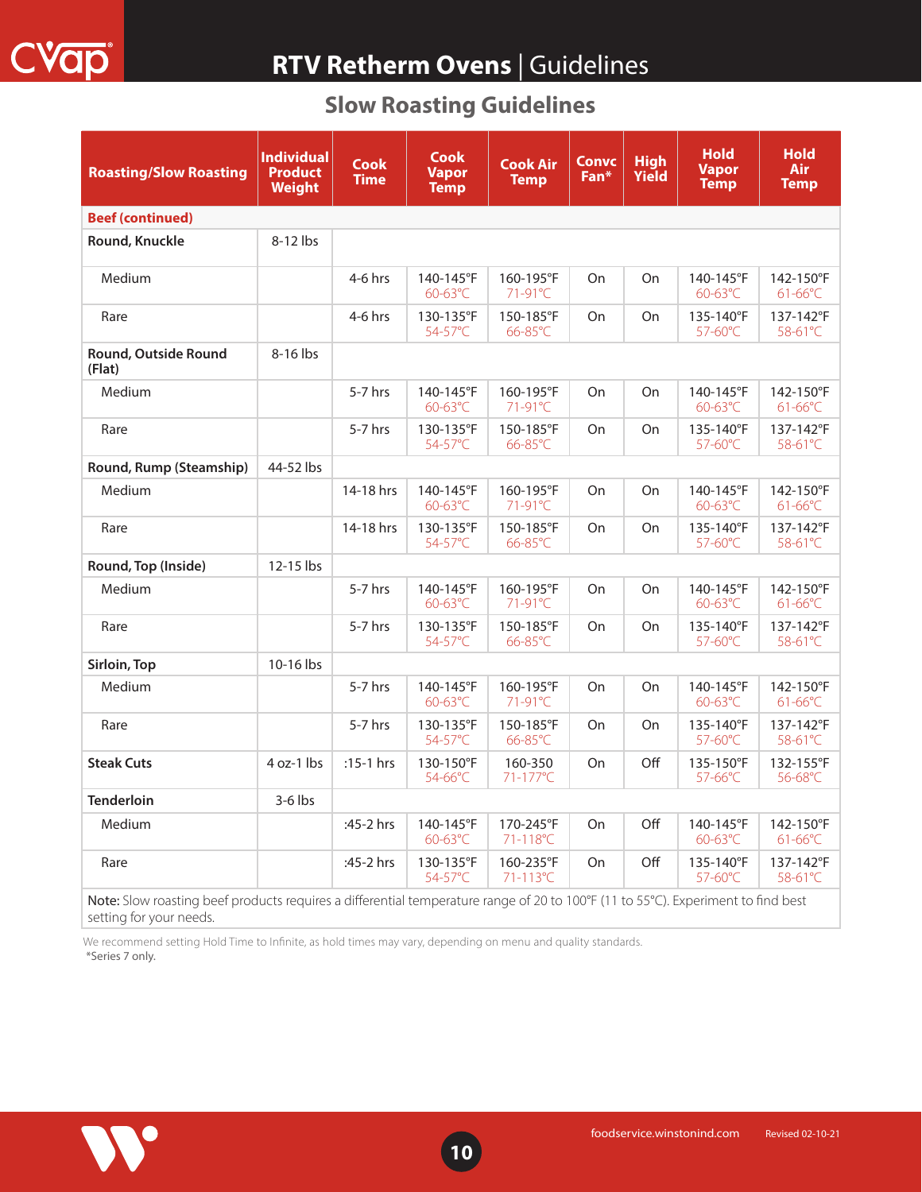# RTV Retherm Ovens | Guidelines

## Slow Roasting Guidelines

| Roasting/Slow Roasting | Individual Product Weight | Cook Time | Cook Vapor Temp | Cook Air Temp | Convc Fan* | High Yield | Hold Vapor Temp | Hold Air Temp |
|---|---|---|---|---|---|---|---|---|
| **Beef (continued)** | | | | | | | | |
| **Round, Knuckle** | 8-12 lbs | | | | | | | |
| Medium | | 4-6 hrs | 140-145°F 60-63°C | 160-195°F 71-91°C | On | On | 140-145°F 60-63°C | 142-150°F 61-66°C |
| Rare | | 4-6 hrs | 130-135°F 54-57°C | 150-185°F 66-85°C | On | On | 135-140°F 57-60°C | 137-142°F 58-61°C |
| **Round, Outside Round (Flat)** | 8-16 lbs | | | | | | | |
| Medium | | 5-7 hrs | 140-145°F 60-63°C | 160-195°F 71-91°C | On | On | 140-145°F 60-63°C | 142-150°F 61-66°C |
| Rare | | 5-7 hrs | 130-135°F 54-57°C | 150-185°F 66-85°C | On | On | 135-140°F 57-60°C | 137-142°F 58-61°C |
| **Round, Rump (Steamship)** | 44-52 lbs | | | | | | | |
| Medium | | 14-18 hrs | 140-145°F 60-63°C | 160-195°F 71-91°C | On | On | 140-145°F 60-63°C | 142-150°F 61-66°C |
| Rare | | 14-18 hrs | 130-135°F 54-57°C | 150-185°F 66-85°C | On | On | 135-140°F 57-60°C | 137-142°F 58-61°C |
| **Round, Top (Inside)** | 12-15 lbs | | | | | | | |
| Medium | | 5-7 hrs | 140-145°F 60-63°C | 160-195°F 71-91°C | On | On | 140-145°F 60-63°C | 142-150°F 61-66°C |
| Rare | | 5-7 hrs | 130-135°F 54-57°C | 150-185°F 66-85°C | On | On | 135-140°F 57-60°C | 137-142°F 58-61°C |
| **Sirloin, Top** | 10-16 lbs | | | | | | | |
| Medium | | 5-7 hrs | 140-145°F 60-63°C | 160-195°F 71-91°C | On | On | 140-145°F 60-63°C | 142-150°F 61-66°C |
| Rare | | 5-7 hrs | 130-135°F 54-57°C | 150-185°F 66-85°C | On | On | 135-140°F 57-60°C | 137-142°F 58-61°C |
| **Steak Cuts** | 4 oz-1 lbs | :15-1 hrs | 130-150°F 54-66°C | 160-350 71-177°C | On | Off | 135-150°F 57-66°C | 132-155°F 56-68°C |
| **Tenderloin** | 3-6 lbs | | | | | | | |
| Medium | | :45-2 hrs | 140-145°F 60-63°C | 170-245°F 71-118°C | On | Off | 140-145°F 60-63°C | 142-150°F 61-66°C |
| Rare | | :45-2 hrs | 130-135°F 54-57°C | 160-235°F 71-113°C | On | Off | 135-140°F 57-60°C | 137-142°F 58-61°C |

**Note:** Slow roasting beef products requires a differential temperature range of 20 to 100°F (11 to 55°C). Experiment to find best setting for your needs.

We recommend setting Hold Time to Infinite, as hold times may vary, depending on menu and quality standards.

*Series 7 only.

foodservice.winstonind.com Revised 02-10-21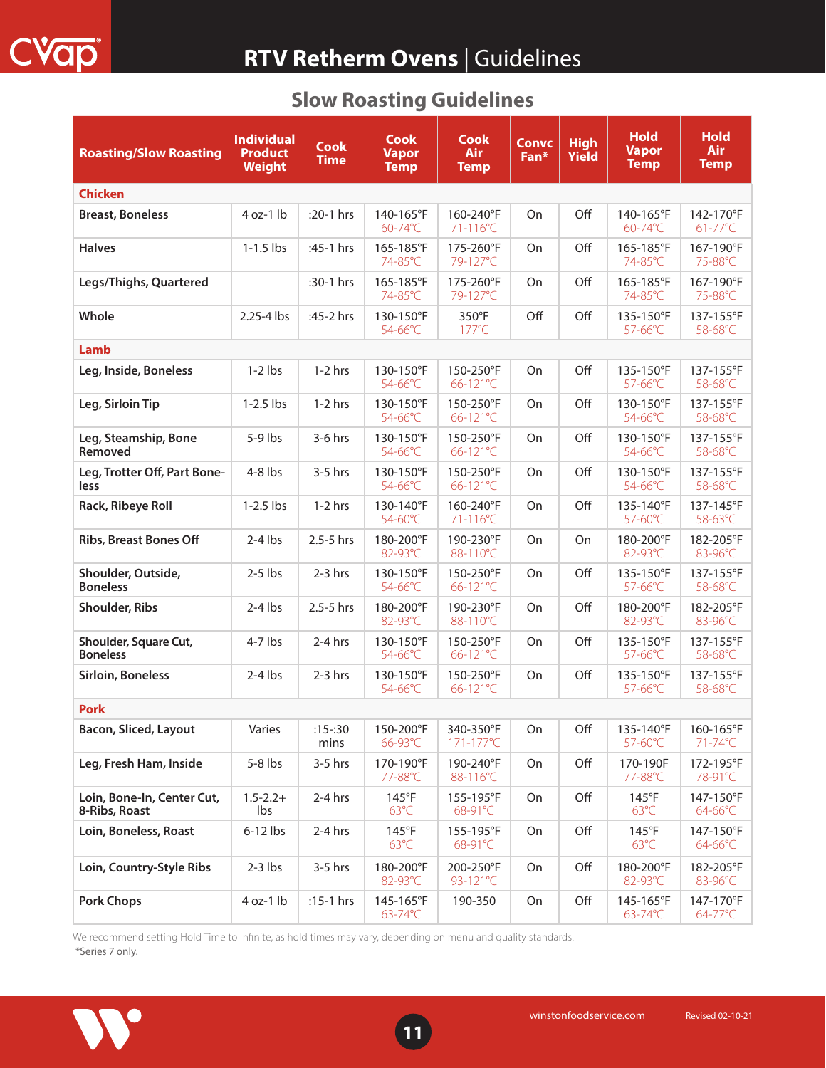# RTV Retherm Ovens | Guidelines

## Slow Roasting Guidelines

| Roasting/Slow Roasting | Individual Product Weight | Cook Time | Cook Vapor Temp | Cook Air Temp | Convc Fan* | High Yield | Hold Vapor Temp | Hold Air Temp |
|---|---|---|---|---|---|---|---|---|
| **Chicken** | | | | | | | | |
| **Breast, Boneless** | 4 oz-1 lb | :20-1 hrs | 140-165°F 60-74°C | 160-240°F 71-116°C | On | Off | 140-165°F 60-74°C | 142-170°F 61-77°C |
| **Halves** | 1-1.5 lbs | :45-1 hrs | 165-185°F 74-85°C | 175-260°F 79-127°C | On | Off | 165-185°F 74-85°C | 167-190°F 75-88°C |
| **Legs/Thighs, Quartered** | | :30-1 hrs | 165-185°F 74-85°C | 175-260°F 79-127°C | On | Off | 165-185°F 74-85°C | 167-190°F 75-88°C |
| **Whole** | 2.25-4 lbs | :45-2 hrs | 130-150°F 54-66°C | 350°F 177°C | Off | Off | 135-150°F 57-66°C | 137-155°F 58-68°C |
| **Lamb** | | | | | | | | |
| **Leg, Inside, Boneless** | 1-2 lbs | 1-2 hrs | 130-150°F 54-66°C | 150-250°F 66-121°C | On | Off | 135-150°F 57-66°C | 137-155°F 58-68°C |
| **Leg, Sirloin Tip** | 1-2.5 lbs | 1-2 hrs | 130-150°F 54-66°C | 150-250°F 66-121°C | On | Off | 130-150°F 54-66°C | 137-155°F 58-68°C |
| **Leg, Steamship, Bone Removed** | 5-9 lbs | 3-6 hrs | 130-150°F 54-66°C | 150-250°F 66-121°C | On | Off | 130-150°F 54-66°C | 137-155°F 58-68°C |
| **Leg, Trotter Off, Part Boneless** | 4-8 lbs | 3-5 hrs | 130-150°F 54-66°C | 150-250°F 66-121°C | On | Off | 130-150°F 54-66°C | 137-155°F 58-68°C |
| **Rack, Ribeye Roll** | 1-2.5 lbs | 1-2 hrs | 130-140°F 54-60°C | 160-240°F 71-116°C | On | Off | 135-140°F 57-60°C | 137-145°F 58-63°C |
| **Ribs, Breast Bones Off** | 2-4 lbs | 2.5-5 hrs | 180-200°F 82-93°C | 190-230°F 88-110°C | On | On | 180-200°F 82-93°C | 182-205°F 83-96°C |
| **Shoulder, Outside, Boneless** | 2-5 lbs | 2-3 hrs | 130-150°F 54-66°C | 150-250°F 66-121°C | On | Off | 135-150°F 57-66°C | 137-155°F 58-68°C |
| **Shoulder, Ribs** | 2-4 lbs | 2.5-5 hrs | 180-200°F 82-93°C | 190-230°F 88-110°C | On | Off | 180-200°F 82-93°C | 182-205°F 83-96°C |
| **Shoulder, Square Cut, Boneless** | 4-7 lbs | 2-4 hrs | 130-150°F 54-66°C | 150-250°F 66-121°C | On | Off | 135-150°F 57-66°C | 137-155°F 58-68°C |
| **Sirloin, Boneless** | 2-4 lbs | 2-3 hrs | 130-150°F 54-66°C | 150-250°F 66-121°C | On | Off | 135-150°F 57-66°C | 137-155°F 58-68°C |
| **Pork** | | | | | | | | |
| **Bacon, Sliced, Layout** | Varies | :15-:30 mins | 150-200°F 66-93°C | 340-350°F 171-177°C | On | Off | 135-140°F 57-60°C | 160-165°F 71-74°C |
| **Leg, Fresh Ham, Inside** | 5-8 lbs | 3-5 hrs | 170-190°F 77-88°C | 190-240°F 88-116°C | On | Off | 170-190F 77-88°C | 172-195°F 78-91°C |
| **Loin, Bone-In, Center Cut, 8-Ribs, Roast** | 1.5-2.2+ lbs | 2-4 hrs | 145°F 63°C | 155-195°F 68-91°C | On | Off | 145°F 63°C | 147-150°F 64-66°C |
| **Loin, Boneless, Roast** | 6-12 lbs | 2-4 hrs | 145°F 63°C | 155-195°F 68-91°C | On | Off | 145°F 63°C | 147-150°F 64-66°C |
| **Loin, Country-Style Ribs** | 2-3 lbs | 3-5 hrs | 180-200°F 82-93°C | 200-250°F 93-121°C | On | Off | 180-200°F 82-93°C | 182-205°F 83-96°C |
| **Pork Chops** | 4 oz-1 lb | :15-1 hrs | 145-165°F 63-74°C | 190-350 | On | Off | 145-165°F 63-74°C | 147-170°F 64-77°C |

We recommend setting Hold Time to Infinite, as hold times may vary, depending on menu and quality standards.

*Series 7 only.

winstonfoodservice.com

Revised 02-10-21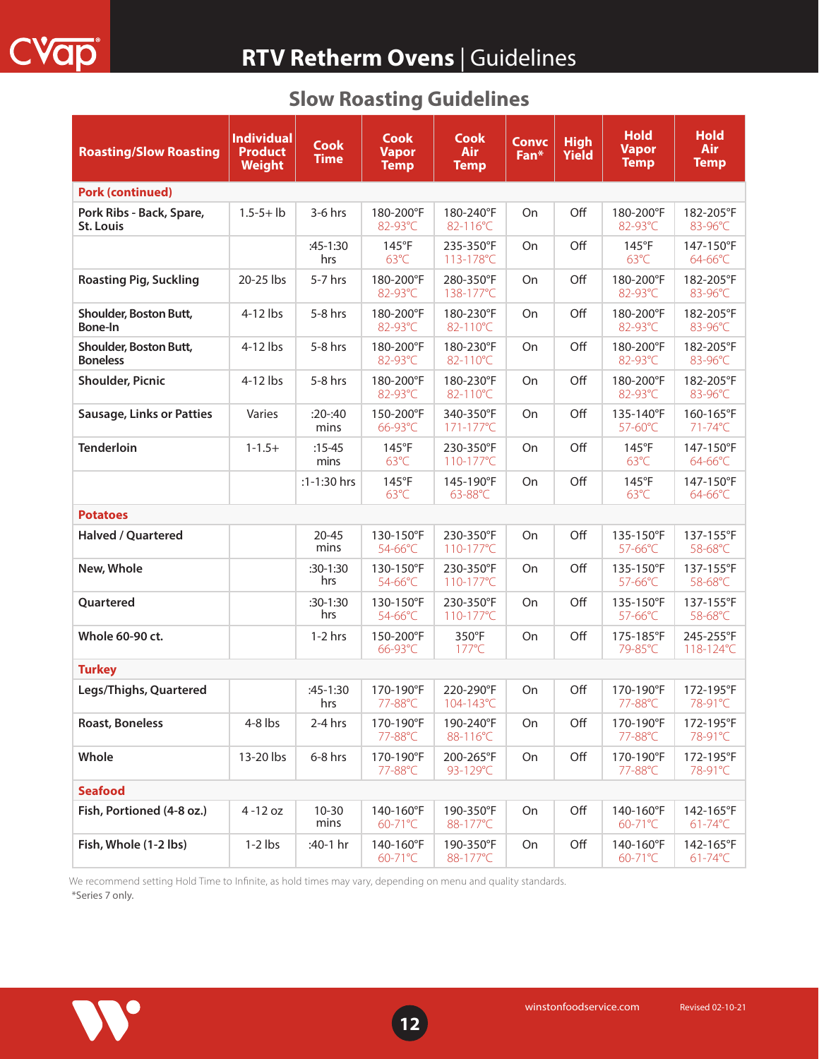# RTV Retherm Ovens | Guidelines

## Slow Roasting Guidelines

| Roasting/Slow Roasting | Individual Product Weight | Cook Time | Cook Vapor Temp | Cook Air Temp | Convc Fan* | High Yield | Hold Vapor Temp | Hold Air Temp |
|---|---|---|---|---|---|---|---|---|
| **Pork (continued)** | | | | | | | | |
| Pork Ribs - Back, Spare, St. Louis | 1.5-5+ lb | 3-6 hrs | 180-200°F 82-93°C | 180-240°F 82-116°C | On | Off | 180-200°F 82-93°C | 182-205°F 83-96°C |
| | | :45-1:30 hrs | 145°F 63°C | 235-350°F 113-178°C | On | Off | 145°F 63°C | 147-150°F 64-66°C |
| Roasting Pig, Suckling | 20-25 lbs | 5-7 hrs | 180-200°F 82-93°C | 280-350°F 138-177°C | On | Off | 180-200°F 82-93°C | 182-205°F 83-96°C |
| Shoulder, Boston Butt, Bone-In | 4-12 lbs | 5-8 hrs | 180-200°F 82-93°C | 180-230°F 82-110°C | On | Off | 180-200°F 82-93°C | 182-205°F 83-96°C |
| Shoulder, Boston Butt, Boneless | 4-12 lbs | 5-8 hrs | 180-200°F 82-93°C | 180-230°F 82-110°C | On | Off | 180-200°F 82-93°C | 182-205°F 83-96°C |
| Shoulder, Picnic | 4-12 lbs | 5-8 hrs | 180-200°F 82-93°C | 180-230°F 82-110°C | On | Off | 180-200°F 82-93°C | 182-205°F 83-96°C |
| Sausage, Links or Patties | Varies | :20-:40 mins | 150-200°F 66-93°C | 340-350°F 171-177°C | On | Off | 135-140°F 57-60°C | 160-165°F 71-74°C |
| Tenderloin | 1-1.5+ | :15-45 mins | 145°F 63°C | 230-350°F 110-177°C | On | Off | 145°F 63°C | 147-150°F 64-66°C |
| | | :1-1:30 hrs | 145°F 63°C | 145-190°F 63-88°C | On | Off | 145°F 63°C | 147-150°F 64-66°C |
| **Potatoes** | | | | | | | | |
| Halved / Quartered | | 20-45 mins | 130-150°F 54-66°C | 230-350°F 110-177°C | On | Off | 135-150°F 57-66°C | 137-155°F 58-68°C |
| New, Whole | | :30-1:30 hrs | 130-150°F 54-66°C | 230-350°F 110-177°C | On | Off | 135-150°F 57-66°C | 137-155°F 58-68°C |
| Quartered | | :30-1:30 hrs | 130-150°F 54-66°C | 230-350°F 110-177°C | On | Off | 135-150°F 57-66°C | 137-155°F 58-68°C |
| Whole 60-90 ct. | | 1-2 hrs | 150-200°F 66-93°C | 350°F 177°C | On | Off | 175-185°F 79-85°C | 245-255°F 118-124°C |
| **Turkey** | | | | | | | | |
| Legs/Thighs, Quartered | | :45-1:30 hrs | 170-190°F 77-88°C | 220-290°F 104-143°C | On | Off | 170-190°F 77-88°C | 172-195°F 78-91°C |
| Roast, Boneless | 4-8 lbs | 2-4 hrs | 170-190°F 77-88°C | 190-240°F 88-116°C | On | Off | 170-190°F 77-88°C | 172-195°F 78-91°C |
| Whole | 13-20 lbs | 6-8 hrs | 170-190°F 77-88°C | 200-265°F 93-129°C | On | Off | 170-190°F 77-88°C | 172-195°F 78-91°C |
| **Seafood** | | | | | | | | |
| Fish, Portioned (4-8 oz.) | 4 -12 oz | 10-30 mins | 140-160°F 60-71°C | 190-350°F 88-177°C | On | Off | 140-160°F 60-71°C | 142-165°F 61-74°C |
| Fish, Whole (1-2 lbs) | 1-2 lbs | :40-1 hr | 140-160°F 60-71°C | 190-350°F 88-177°C | On | Off | 140-160°F 60-71°C | 142-165°F 61-74°C |

We recommend setting Hold Time to Infinite, as hold times may vary, depending on menu and quality standards.

*Series 7 only.

winstonfoodservice.com Revised 02-10-21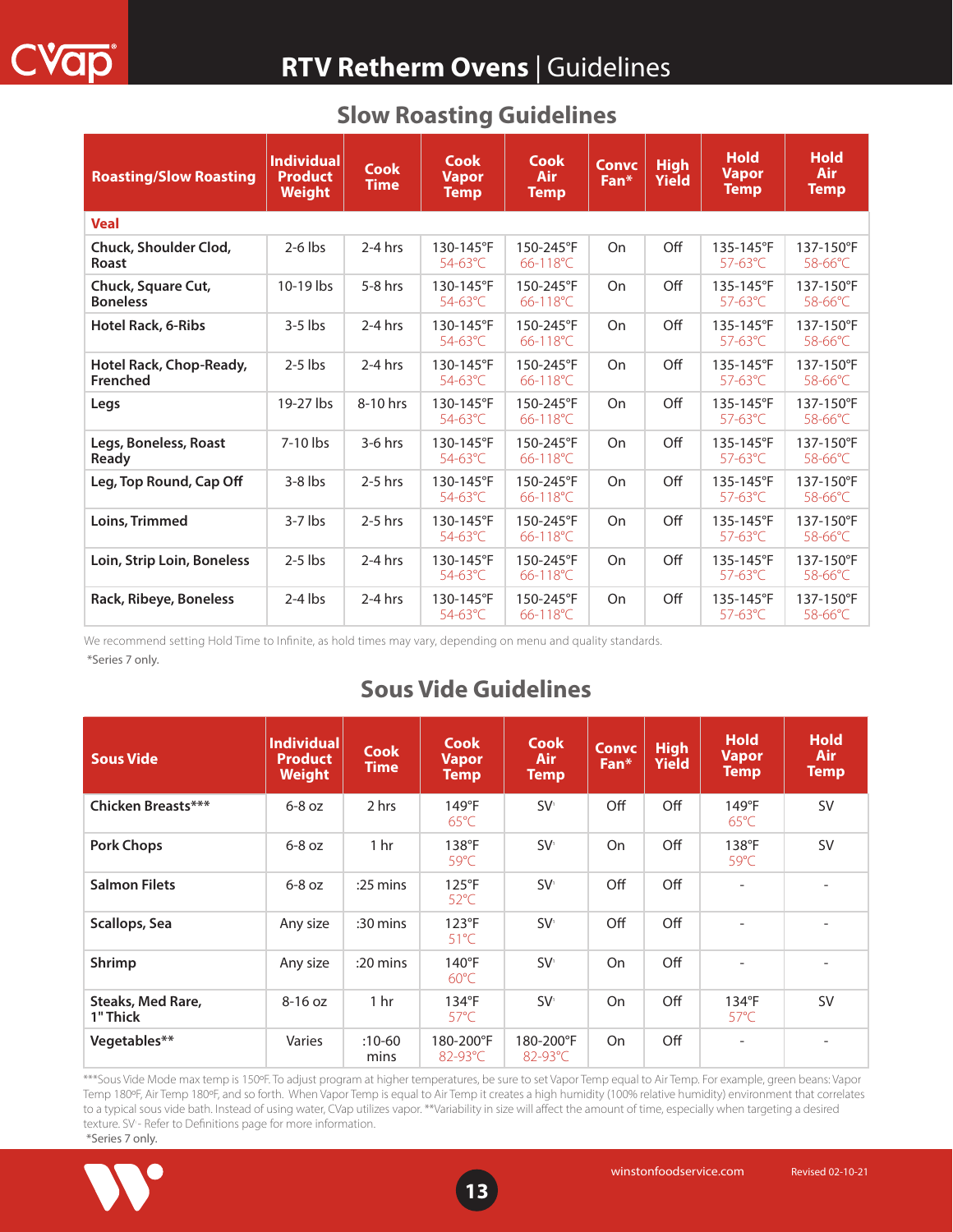# RTV Retherm Ovens | Guidelines

## Slow Roasting Guidelines

| Roasting/Slow Roasting | Individual Product Weight | Cook Time | Cook Vapor Temp | Cook Air Temp | Convc Fan* | High Yield | Hold Vapor Temp | Hold Air Temp |
|---|---|---|---|---|---|---|---|---|
| **Veal** | | | | | | | | |
| **Chuck, Shoulder Clod, Roast** | 2-6 lbs | 2-4 hrs | 130-145°F 54-63°C | 150-245°F 66-118°C | On | Off | 135-145°F 57-63°C | 137-150°F 58-66°C |
| **Chuck, Square Cut, Boneless** | 10-19 lbs | 5-8 hrs | 130-145°F 54-63°C | 150-245°F 66-118°C | On | Off | 135-145°F 57-63°C | 137-150°F 58-66°C |
| **Hotel Rack, 6-Ribs** | 3-5 lbs | 2-4 hrs | 130-145°F 54-63°C | 150-245°F 66-118°C | On | Off | 135-145°F 57-63°C | 137-150°F 58-66°C |
| **Hotel Rack, Chop-Ready, Frenched** | 2-5 lbs | 2-4 hrs | 130-145°F 54-63°C | 150-245°F 66-118°C | On | Off | 135-145°F 57-63°C | 137-150°F 58-66°C |
| **Legs** | 19-27 lbs | 8-10 hrs | 130-145°F 54-63°C | 150-245°F 66-118°C | On | Off | 135-145°F 57-63°C | 137-150°F 58-66°C |
| **Legs, Boneless, Roast Ready** | 7-10 lbs | 3-6 hrs | 130-145°F 54-63°C | 150-245°F 66-118°C | On | Off | 135-145°F 57-63°C | 137-150°F 58-66°C |
| **Leg, Top Round, Cap Off** | 3-8 lbs | 2-5 hrs | 130-145°F 54-63°C | 150-245°F 66-118°C | On | Off | 135-145°F 57-63°C | 137-150°F 58-66°C |
| **Loins, Trimmed** | 3-7 lbs | 2-5 hrs | 130-145°F 54-63°C | 150-245°F 66-118°C | On | Off | 135-145°F 57-63°C | 137-150°F 58-66°C |
| **Loin, Strip Loin, Boneless** | 2-5 lbs | 2-4 hrs | 130-145°F 54-63°C | 150-245°F 66-118°C | On | Off | 135-145°F 57-63°C | 137-150°F 58-66°C |
| **Rack, Ribeye, Boneless** | 2-4 lbs | 2-4 hrs | 130-145°F 54-63°C | 150-245°F 66-118°C | On | Off | 135-145°F 57-63°C | 137-150°F 58-66°C |

We recommend setting Hold Time to Infinite, as hold times may vary, depending on menu and quality standards.

*Series 7 only.

## Sous Vide Guidelines

| Sous Vide | Individual Product Weight | Cook Time | Cook Vapor Temp | Cook Air Temp | Convc Fan* | High Yield | Hold Vapor Temp | Hold Air Temp |
|---|---|---|---|---|---|---|---|---|
| **Chicken Breasts***** | 6-8 oz | 2 hrs | 149°F 65°C | SV' | Off | Off | 149°F 65°C | SV |
| **Pork Chops** | 6-8 oz | 1 hr | 138°F 59°C | SV' | On | Off | 138°F 59°C | SV |
| **Salmon Filets** | 6-8 oz | :25 mins | 125°F 52°C | SV' | Off | Off | - | - |
| **Scallops, Sea** | Any size | :30 mins | 123°F 51°C | SV' | Off | Off | - | - |
| **Shrimp** | Any size | :20 mins | 140°F 60°C | SV' | On | Off | - | - |
| **Steaks, Med Rare, 1" Thick** | 8-16 oz | 1 hr | 134°F 57°C | SV' | On | Off | 134°F 57°C | SV |
| **Vegetables**** | Varies | :10-60 mins | 180-200°F 82-93°C | 180-200°F 82-93°C | On | Off | - | - |

***Sous Vide Mode max temp is 150ºF. To adjust program at higher temperatures, be sure to set Vapor Temp equal to Air Temp. For example, green beans: Vapor Temp 180ºF, Air Temp 180ºF, and so forth. When Vapor Temp is equal to Air Temp it creates a high humidity (100% relative humidity) environment that correlates to a typical sous vide bath. Instead of using water, CVap utilizes vapor. **Variability in size will affect the amount of time, especially when targeting a desired texture. SV' - Refer to Definitions page for more information.

*Series 7 only.

winstonfoodservice.com Revised 02-10-21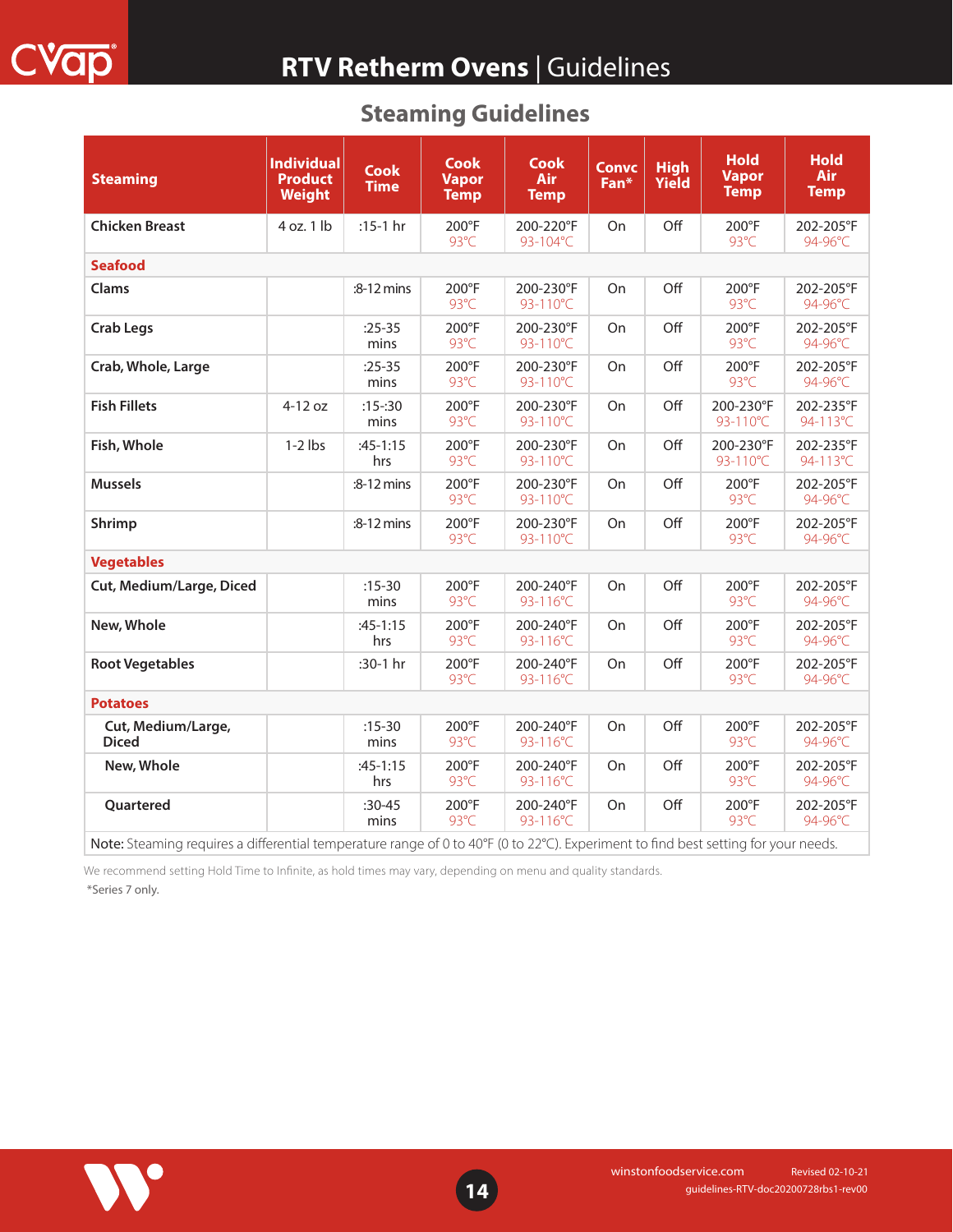# RTV Retherm Ovens | Guidelines

## Steaming Guidelines

| Steaming | Individual Product Weight | Cook Time | Cook Vapor Temp | Cook Air Temp | Convc Fan* | High Yield | Hold Vapor Temp | Hold Air Temp |
|---|---|---|---|---|---|---|---|---|
| **Chicken Breast** | 4 oz. 1 lb | :15-1 hr | 200°F 93°C | 200-220°F 93-104°C | On | Off | 200°F 93°C | 202-205°F 94-96°C |
| **Seafood** | | | | | | | | |
| **Clams** | | :8-12 mins | 200°F 93°C | 200-230°F 93-110°C | On | Off | 200°F 93°C | 202-205°F 94-96°C |
| **Crab Legs** | | :25-35 mins | 200°F 93°C | 200-230°F 93-110°C | On | Off | 200°F 93°C | 202-205°F 94-96°C |
| **Crab, Whole, Large** | | :25-35 mins | 200°F 93°C | 200-230°F 93-110°C | On | Off | 200°F 93°C | 202-205°F 94-96°C |
| **Fish Fillets** | 4-12 oz | :15-:30 mins | 200°F 93°C | 200-230°F 93-110°C | On | Off | 200-230°F 93-110°C | 202-235°F 94-113°C |
| **Fish, Whole** | 1-2 lbs | :45-1:15 hrs | 200°F 93°C | 200-230°F 93-110°C | On | Off | 200-230°F 93-110°C | 202-235°F 94-113°C |
| **Mussels** | | :8-12 mins | 200°F 93°C | 200-230°F 93-110°C | On | Off | 200°F 93°C | 202-205°F 94-96°C |
| **Shrimp** | | :8-12 mins | 200°F 93°C | 200-230°F 93-110°C | On | Off | 200°F 93°C | 202-205°F 94-96°C |
| **Vegetables** | | | | | | | | |
| **Cut, Medium/Large, Diced** | | :15-30 mins | 200°F 93°C | 200-240°F 93-116°C | On | Off | 200°F 93°C | 202-205°F 94-96°C |
| **New, Whole** | | :45-1:15 hrs | 200°F 93°C | 200-240°F 93-116°C | On | Off | 200°F 93°C | 202-205°F 94-96°C |
| **Root Vegetables** | | :30-1 hr | 200°F 93°C | 200-240°F 93-116°C | On | Off | 200°F 93°C | 202-205°F 94-96°C |
| **Potatoes** | | | | | | | | |
| **Cut, Medium/Large, Diced** | | :15-30 mins | 200°F 93°C | 200-240°F 93-116°C | On | Off | 200°F 93°C | 202-205°F 94-96°C |
| **New, Whole** | | :45-1:15 hrs | 200°F 93°C | 200-240°F 93-116°C | On | Off | 200°F 93°C | 202-205°F 94-96°C |
| **Quartered** | | :30-45 mins | 200°F 93°C | 200-240°F 93-116°C | On | Off | 200°F 93°C | 202-205°F 94-96°C |

**Note:** Steaming requires a differential temperature range of 0 to 40°F (0 to 22°C). Experiment to find best setting for your needs.

We recommend setting Hold Time to Infinite, as hold times may vary, depending on menu and quality standards.

*Series 7 only.

winstonfoodservice.com Revised 02-10-21
guidelines-RTV-doc20200728rbs1-rev00